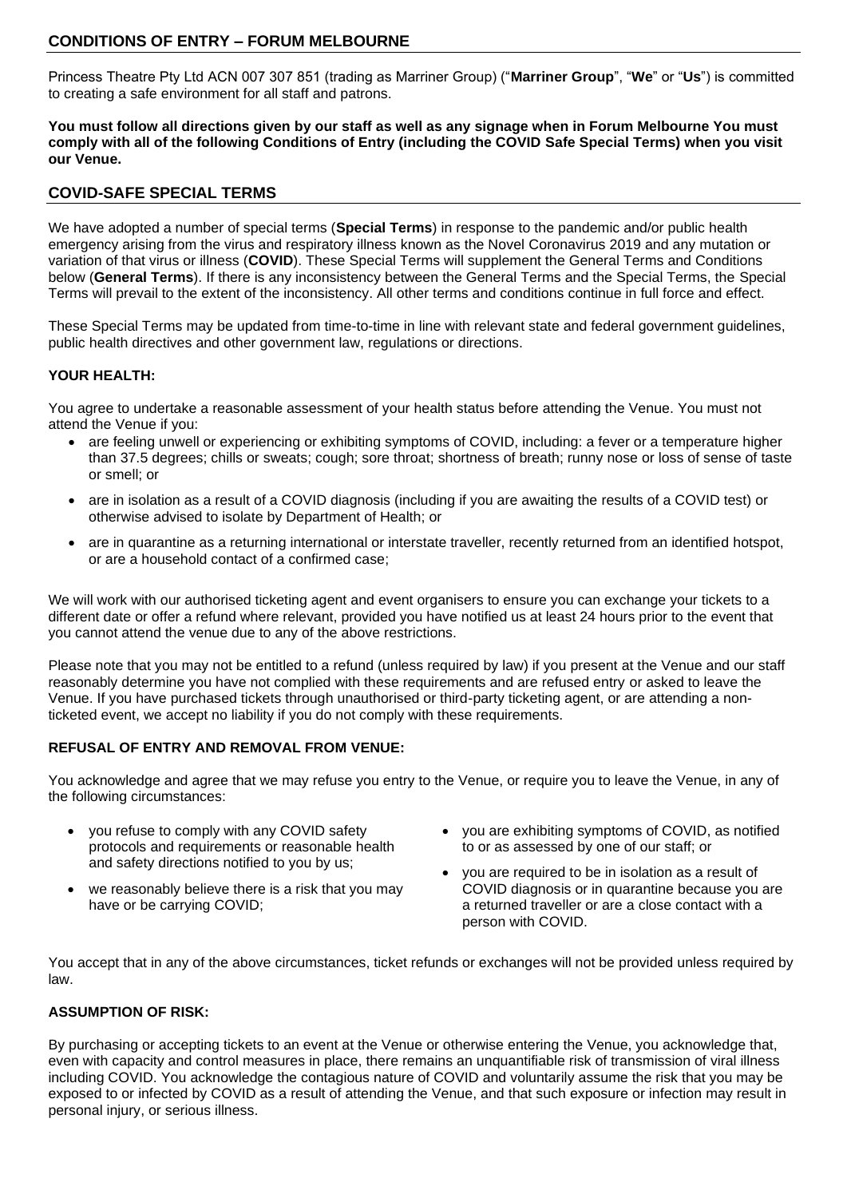## CONDITIONS OF ENTRY – FORUM MELBOURNE

Princess Theatre Pty Ltd ACN 007 307 851 (trading as Marriner Group) ("**Marriner Group**", "**We**" or "**Us**") is committed to creating a safe environment for all staff and patrons.

**You must follow all directions given by our staff as well as any signage when in Forum Melbourne You must comply with all of the following Conditions of Entry (including the COVID Safe Special Terms) when you visit our Venue.**

## COVID-SAFE SPECIAL TERMS

We have adopted a number of special terms (**Special Terms**) in response to the pandemic and/or public health emergency arising from the virus and respiratory illness known as the Novel Coronavirus 2019 and any mutation or variation of that virus or illness (**COVID**). These Special Terms will supplement the General Terms and Conditions below (**General Terms**). If there is any inconsistency between the General Terms and the Special Terms, the Special Terms will prevail to the extent of the inconsistency. All other terms and conditions continue in full force and effect.

These Special Terms may be updated from time-to-time in line with relevant state and federal government guidelines, public health directives and other government law, regulations or directions.

### YOUR HEALTH:

You agree to undertake a reasonable assessment of your health status before attending the Venue. You must not attend the Venue if you:

- are feeling unwell or experiencing or exhibiting symptoms of COVID, including: a fever or a temperature higher than 37.5 degrees; chills or sweats; cough; sore throat; shortness of breath; runny nose or loss of sense of taste or smell; or
- are in isolation as a result of a COVID diagnosis (including if you are awaiting the results of a COVID test) or otherwise advised to isolate by Department of Health; or
- are in quarantine as a returning international or interstate traveller, recently returned from an identified hotspot, or are a household contact of a confirmed case;

We will work with our authorised ticketing agent and event organisers to ensure you can exchange your tickets to a different date or offer a refund where relevant, provided you have notified us at least 24 hours prior to the event that you cannot attend the venue due to any of the above restrictions.

Please note that you may not be entitled to a refund (unless required by law) if you present at the Venue and our staff reasonably determine you have not complied with these requirements and are refused entry or asked to leave the Venue. If you have purchased tickets through unauthorised or third-party ticketing agent, or are attending a non-ticketed event, we accept no liability if you do not comply with these requirements.

### REFUSAL OF ENTRY AND REMOVAL FROM VENUE:

You acknowledge and agree that we may refuse you entry to the Venue, or require you to leave the Venue, in any of the following circumstances:

- you refuse to comply with any COVID safety protocols and requirements or reasonable health and safety directions notified to you by us;
- we reasonably believe there is a risk that you may have or be carrying COVID;
- you are exhibiting symptoms of COVID, as notified to or as assessed by one of our staff; or
- you are required to be in isolation as a result of COVID diagnosis or in quarantine because you are a returned traveller or are a close contact with a person with COVID.

You accept that in any of the above circumstances, ticket refunds or exchanges will not be provided unless required by law.

### ASSUMPTION OF RISK:

By purchasing or accepting tickets to an event at the Venue or otherwise entering the Venue, you acknowledge that, even with capacity and control measures in place, there remains an unquantifiable risk of transmission of viral illness including COVID. You acknowledge the contagious nature of COVID and voluntarily assume the risk that you may be exposed to or infected by COVID as a result of attending the Venue, and that such exposure or infection may result in personal injury, or serious illness.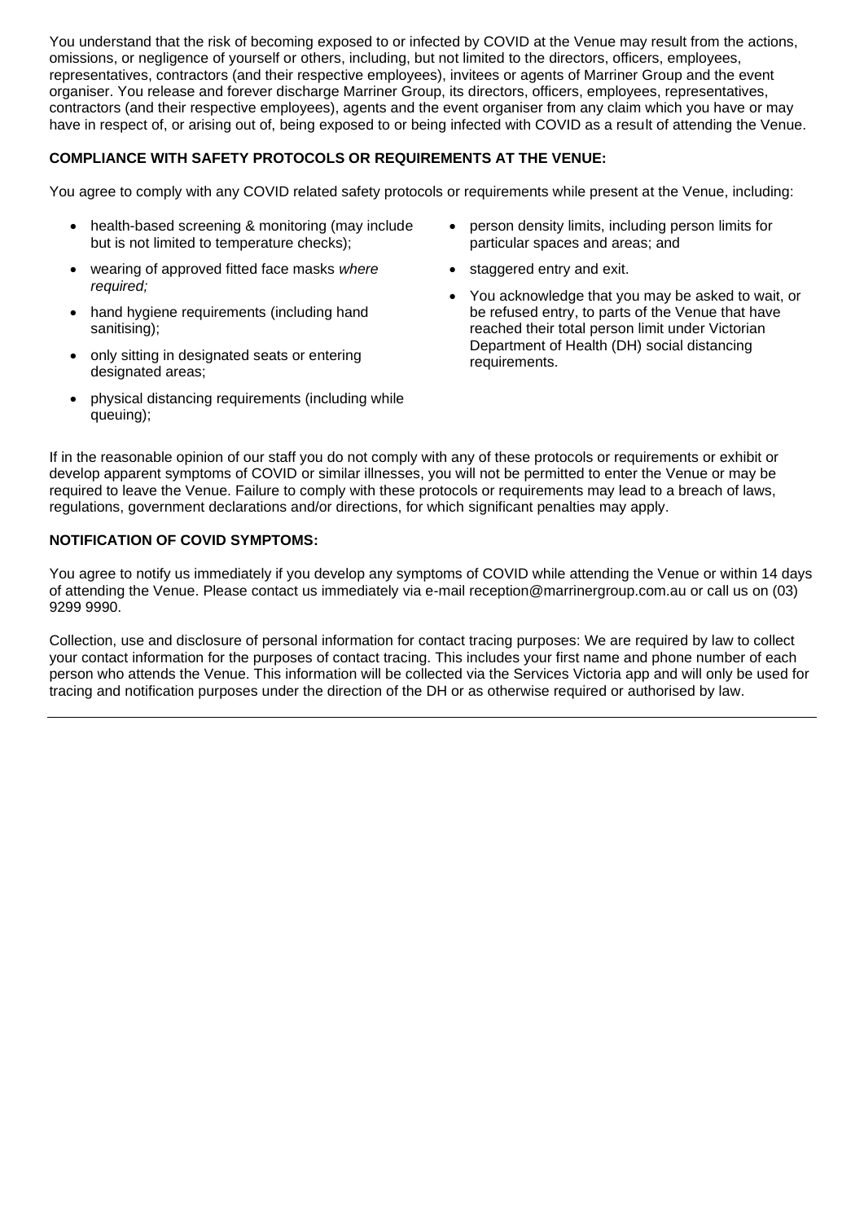You understand that the risk of becoming exposed to or infected by COVID at the Venue may result from the actions, omissions, or negligence of yourself or others, including, but not limited to the directors, officers, employees, representatives, contractors (and their respective employees), invitees or agents of Marriner Group and the event organiser. You release and forever discharge Marriner Group, its directors, officers, employees, representatives, contractors (and their respective employees), agents and the event organiser from any claim which you have or may have in respect of, or arising out of, being exposed to or being infected with COVID as a result of attending the Venue.

**COMPLIANCE WITH SAFETY PROTOCOLS OR REQUIREMENTS AT THE VENUE:**

You agree to comply with any COVID related safety protocols or requirements while present at the Venue, including:

- health-based screening & monitoring (may include but is not limited to temperature checks);
- wearing of approved fitted face masks *where required;*
- hand hygiene requirements (including hand sanitising);
- only sitting in designated seats or entering designated areas;
- physical distancing requirements (including while queuing);
- person density limits, including person limits for particular spaces and areas; and
- staggered entry and exit.
- You acknowledge that you may be asked to wait, or be refused entry, to parts of the Venue that have reached their total person limit under Victorian Department of Health (DH) social distancing requirements.

If in the reasonable opinion of our staff you do not comply with any of these protocols or requirements or exhibit or develop apparent symptoms of COVID or similar illnesses, you will not be permitted to enter the Venue or may be required to leave the Venue. Failure to comply with these protocols or requirements may lead to a breach of laws, regulations, government declarations and/or directions, for which significant penalties may apply.

**NOTIFICATION OF COVID SYMPTOMS:**

You agree to notify us immediately if you develop any symptoms of COVID while attending the Venue or within 14 days of attending the Venue. Please contact us immediately via e-mail reception@marrinergroup.com.au or call us on (03) 9299 9990.

Collection, use and disclosure of personal information for contact tracing purposes: We are required by law to collect your contact information for the purposes of contact tracing. This includes your first name and phone number of each person who attends the Venue. This information will be collected via the Services Victoria app and will only be used for tracing and notification purposes under the direction of the DH or as otherwise required or authorised by law.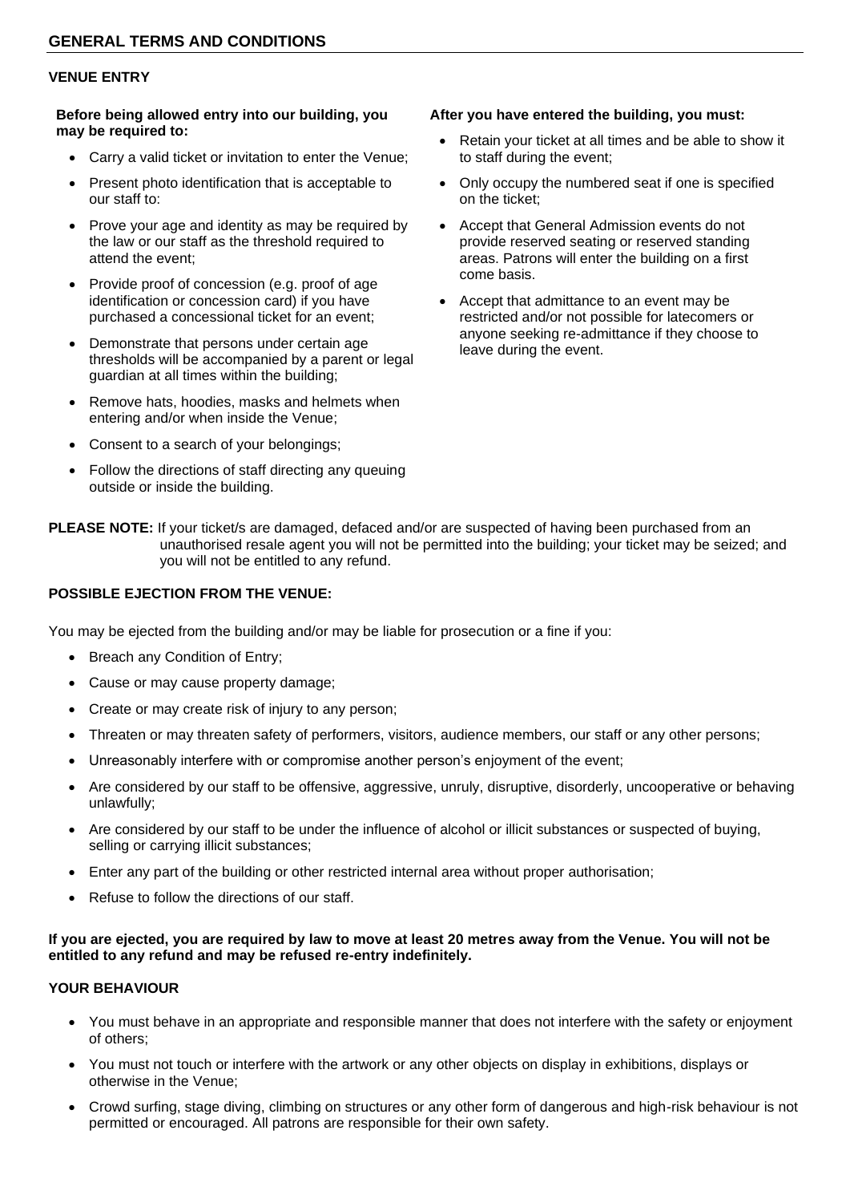## GENERAL TERMS AND CONDITIONS

### VENUE ENTRY

**Before being allowed entry into our building, you may be required to:**

- Carry a valid ticket or invitation to enter the Venue;
- Present photo identification that is acceptable to our staff to:
- Prove your age and identity as may be required by the law or our staff as the threshold required to attend the event;
- Provide proof of concession (e.g. proof of age identification or concession card) if you have purchased a concessional ticket for an event;
- Demonstrate that persons under certain age thresholds will be accompanied by a parent or legal guardian at all times within the building;
- Remove hats, hoodies, masks and helmets when entering and/or when inside the Venue;
- Consent to a search of your belongings;
- Follow the directions of staff directing any queuing outside or inside the building.

**After you have entered the building, you must:**

- Retain your ticket at all times and be able to show it to staff during the event;
- Only occupy the numbered seat if one is specified on the ticket;
- Accept that General Admission events do not provide reserved seating or reserved standing areas. Patrons will enter the building on a first come basis.
- Accept that admittance to an event may be restricted and/or not possible for latecomers or anyone seeking re-admittance if they choose to leave during the event.

**PLEASE NOTE:** If your ticket/s are damaged, defaced and/or are suspected of having been purchased from an unauthorised resale agent you will not be permitted into the building; your ticket may be seized; and you will not be entitled to any refund.

### POSSIBLE EJECTION FROM THE VENUE:

You may be ejected from the building and/or may be liable for prosecution or a fine if you:

- Breach any Condition of Entry;
- Cause or may cause property damage;
- Create or may create risk of injury to any person;
- Threaten or may threaten safety of performers, visitors, audience members, our staff or any other persons;
- Unreasonably interfere with or compromise another person's enjoyment of the event;
- Are considered by our staff to be offensive, aggressive, unruly, disruptive, disorderly, uncooperative or behaving unlawfully;
- Are considered by our staff to be under the influence of alcohol or illicit substances or suspected of buying, selling or carrying illicit substances;
- Enter any part of the building or other restricted internal area without proper authorisation;
- Refuse to follow the directions of our staff.

**If you are ejected, you are required by law to move at least 20 metres away from the Venue. You will not be entitled to any refund and may be refused re-entry indefinitely.**

### YOUR BEHAVIOUR

- You must behave in an appropriate and responsible manner that does not interfere with the safety or enjoyment of others;
- You must not touch or interfere with the artwork or any other objects on display in exhibitions, displays or otherwise in the Venue;
- Crowd surfing, stage diving, climbing on structures or any other form of dangerous and high-risk behaviour is not permitted or encouraged. All patrons are responsible for their own safety.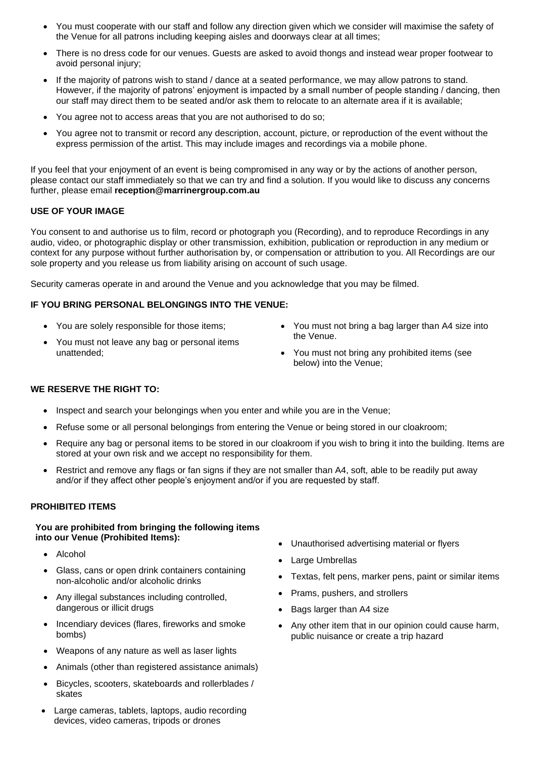- You must cooperate with our staff and follow any direction given which we consider will maximise the safety of the Venue for all patrons including keeping aisles and doorways clear at all times;
- There is no dress code for our venues. Guests are asked to avoid thongs and instead wear proper footwear to avoid personal injury;
- If the majority of patrons wish to stand / dance at a seated performance, we may allow patrons to stand. However, if the majority of patrons' enjoyment is impacted by a small number of people standing / dancing, then our staff may direct them to be seated and/or ask them to relocate to an alternate area if it is available;
- You agree not to access areas that you are not authorised to do so;
- You agree not to transmit or record any description, account, picture, or reproduction of the event without the express permission of the artist. This may include images and recordings via a mobile phone.

If you feel that your enjoyment of an event is being compromised in any way or by the actions of another person, please contact our staff immediately so that we can try and find a solution. If you would like to discuss any concerns further, please email **reception@marrinergroup.com.au**

**USE OF YOUR IMAGE**

You consent to and authorise us to film, record or photograph you (Recording), and to reproduce Recordings in any audio, video, or photographic display or other transmission, exhibition, publication or reproduction in any medium or context for any purpose without further authorisation by, or compensation or attribution to you. All Recordings are our sole property and you release us from liability arising on account of such usage.

Security cameras operate in and around the Venue and you acknowledge that you may be filmed.

**IF YOU BRING PERSONAL BELONGINGS INTO THE VENUE:**

- You are solely responsible for those items;
- You must not leave any bag or personal items unattended;
- You must not bring a bag larger than A4 size into the Venue.
- You must not bring any prohibited items (see below) into the Venue;

**WE RESERVE THE RIGHT TO:**

- Inspect and search your belongings when you enter and while you are in the Venue;
- Refuse some or all personal belongings from entering the Venue or being stored in our cloakroom;
- Require any bag or personal items to be stored in our cloakroom if you wish to bring it into the building. Items are stored at your own risk and we accept no responsibility for them.
- Restrict and remove any flags or fan signs if they are not smaller than A4, soft, able to be readily put away and/or if they affect other people's enjoyment and/or if you are requested by staff.

**PROHIBITED ITEMS**

**You are prohibited from bringing the following items into our Venue (Prohibited Items):**

- Alcohol
- Glass, cans or open drink containers containing non-alcoholic and/or alcoholic drinks
- Any illegal substances including controlled, dangerous or illicit drugs
- Incendiary devices (flares, fireworks and smoke bombs)
- Weapons of any nature as well as laser lights
- Animals (other than registered assistance animals)
- Bicycles, scooters, skateboards and rollerblades / skates
- Large cameras, tablets, laptops, audio recording devices, video cameras, tripods or drones
- Unauthorised advertising material or flyers
- Large Umbrellas
- Textas, felt pens, marker pens, paint or similar items
- Prams, pushers, and strollers
- Bags larger than A4 size
- Any other item that in our opinion could cause harm, public nuisance or create a trip hazard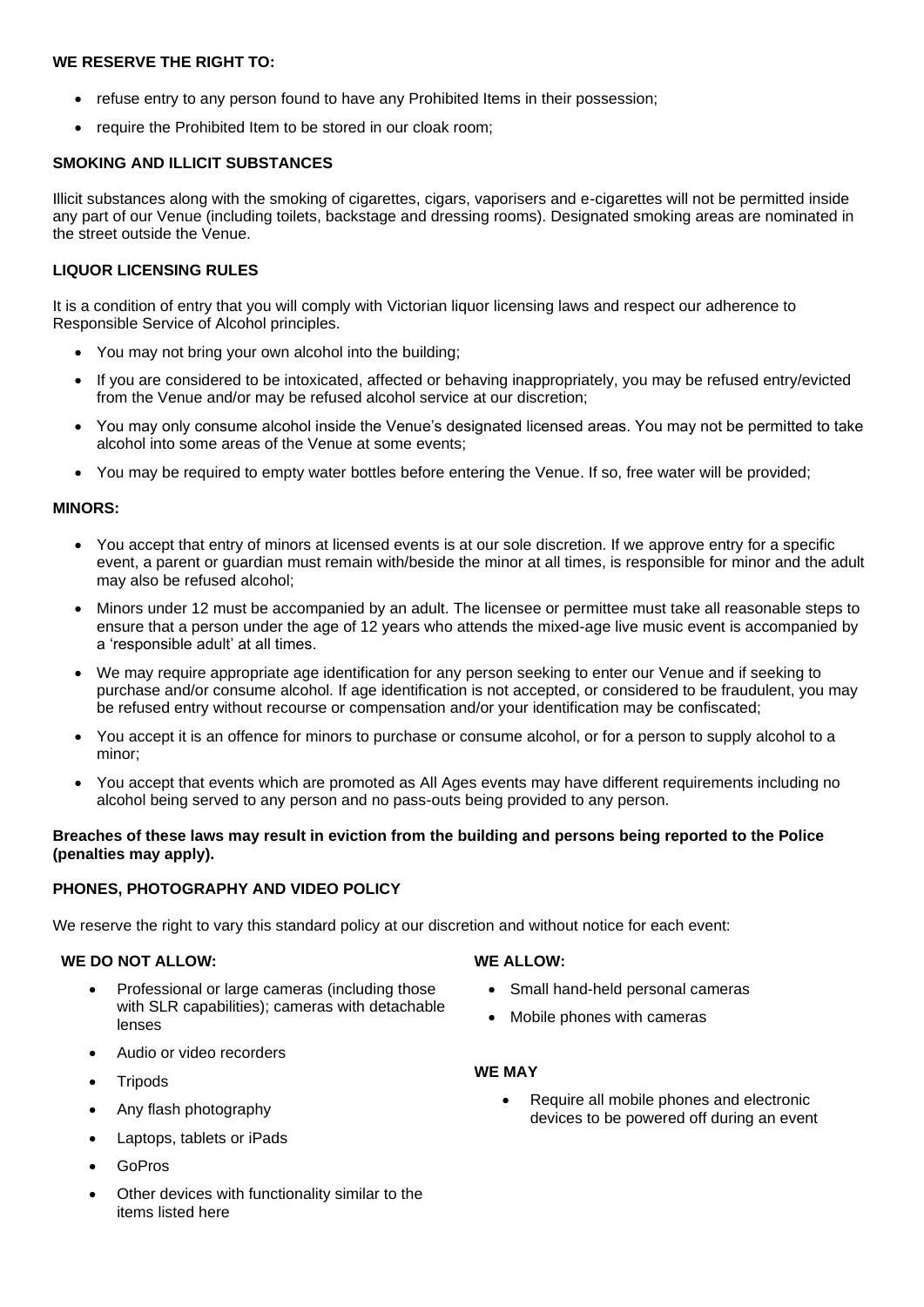**WE RESERVE THE RIGHT TO:**

- refuse entry to any person found to have any Prohibited Items in their possession;
- require the Prohibited Item to be stored in our cloak room;

**SMOKING AND ILLICIT SUBSTANCES**

Illicit substances along with the smoking of cigarettes, cigars, vaporisers and e-cigarettes will not be permitted inside any part of our Venue (including toilets, backstage and dressing rooms). Designated smoking areas are nominated in the street outside the Venue.

**LIQUOR LICENSING RULES**

It is a condition of entry that you will comply with Victorian liquor licensing laws and respect our adherence to Responsible Service of Alcohol principles.

- You may not bring your own alcohol into the building;
- If you are considered to be intoxicated, affected or behaving inappropriately, you may be refused entry/evicted from the Venue and/or may be refused alcohol service at our discretion;
- You may only consume alcohol inside the Venue's designated licensed areas. You may not be permitted to take alcohol into some areas of the Venue at some events;
- You may be required to empty water bottles before entering the Venue. If so, free water will be provided;

**MINORS:**

- You accept that entry of minors at licensed events is at our sole discretion. If we approve entry for a specific event, a parent or guardian must remain with/beside the minor at all times, is responsible for minor and the adult may also be refused alcohol;
- Minors under 12 must be accompanied by an adult. The licensee or permittee must take all reasonable steps to ensure that a person under the age of 12 years who attends the mixed-age live music event is accompanied by a 'responsible adult' at all times.
- We may require appropriate age identification for any person seeking to enter our Venue and if seeking to purchase and/or consume alcohol. If age identification is not accepted, or considered to be fraudulent, you may be refused entry without recourse or compensation and/or your identification may be confiscated;
- You accept it is an offence for minors to purchase or consume alcohol, or for a person to supply alcohol to a minor;
- You accept that events which are promoted as All Ages events may have different requirements including no alcohol being served to any person and no pass-outs being provided to any person.

**Breaches of these laws may result in eviction from the building and persons being reported to the Police (penalties may apply).**

**PHONES, PHOTOGRAPHY AND VIDEO POLICY**

We reserve the right to vary this standard policy at our discretion and without notice for each event:

**WE DO NOT ALLOW:**

- Professional or large cameras (including those with SLR capabilities); cameras with detachable lenses
- Audio or video recorders
- Tripods
- Any flash photography
- Laptops, tablets or iPads
- GoPros
- Other devices with functionality similar to the items listed here

**WE ALLOW:**

- Small hand-held personal cameras
- Mobile phones with cameras

**WE MAY**

- Require all mobile phones and electronic devices to be powered off during an event